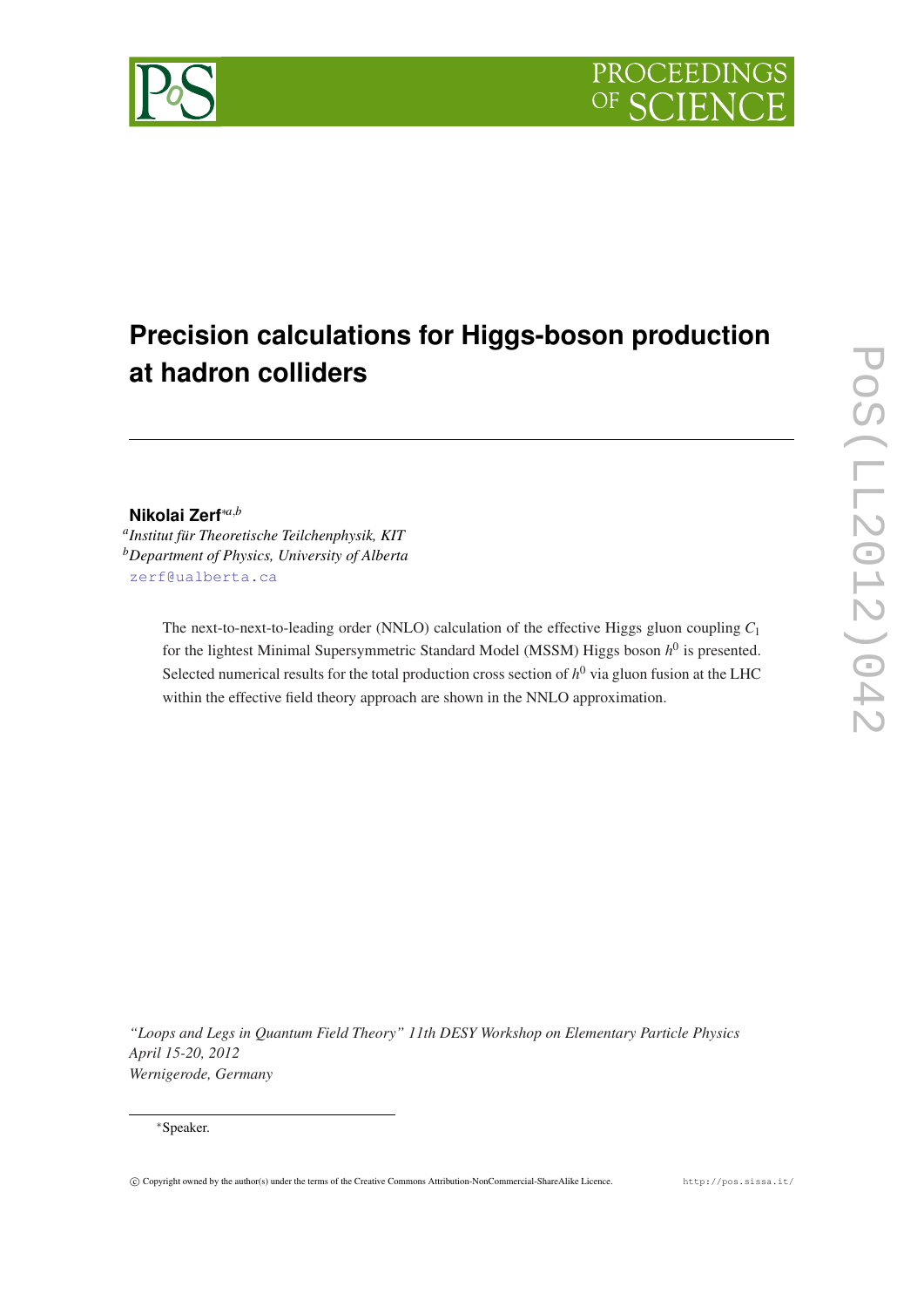# Precision calculations for Higgs-boson production at hadron colliders

**Nikolai Zerf**[∗a,b]

[a]*Institut für Theoretische Teilchenphysik, KIT*
[b]*Department of Physics, University of Alberta*
zerf@ualberta.ca

The next-to-next-to-leading order (NNLO) calculation of the effective Higgs gluon coupling $C_1$ for the lightest Minimal Supersymmetric Standard Model (MSSM) Higgs boson $h^0$ is presented. Selected numerical results for the total production cross section of $h^0$ via gluon fusion at the LHC within the effective field theory approach are shown in the NNLO approximation.

*"Loops and Legs in Quantum Field Theory" 11th DESY Workshop on Elementary Particle Physics*
*April 15-20, 2012*
*Wernigerode, Germany*

∗Speaker.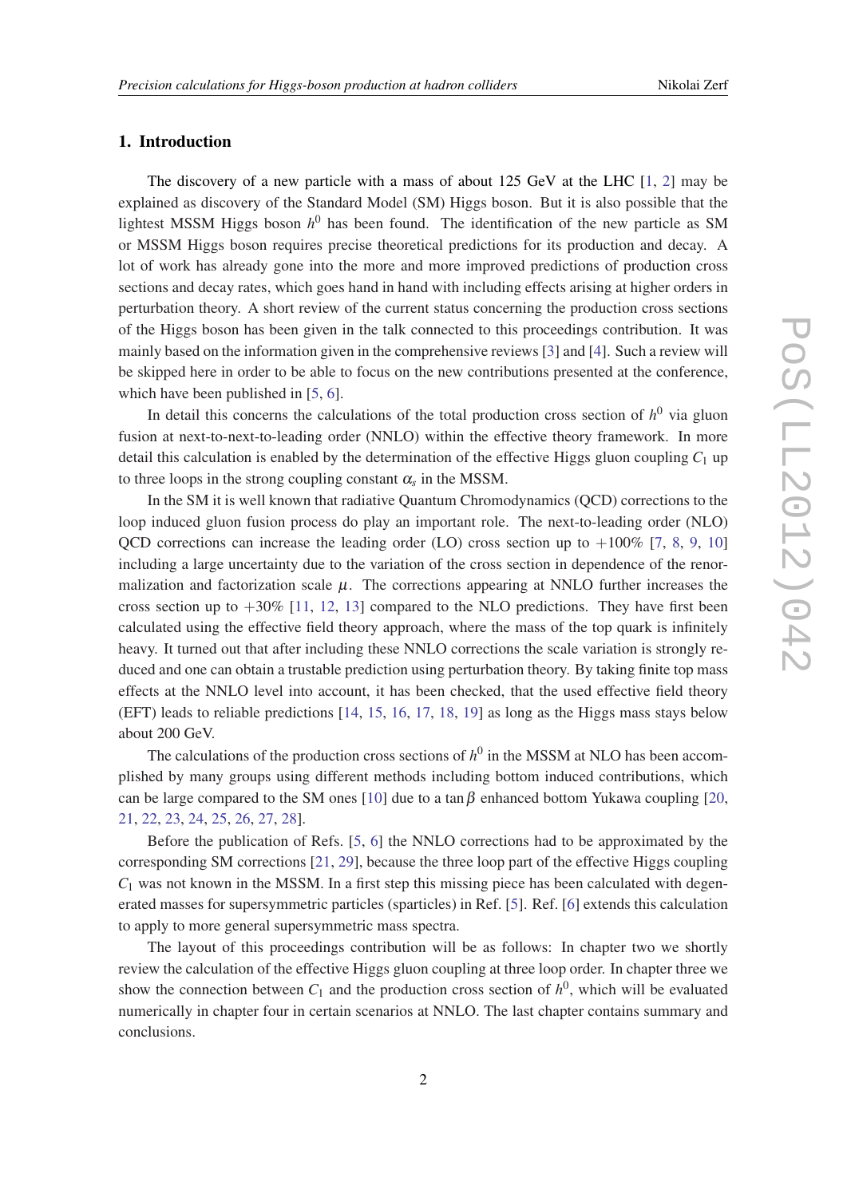## 1. Introduction

The discovery of a new particle with a mass of about 125 GeV at the LHC [1, 2] may be explained as discovery of the Standard Model (SM) Higgs boson. But it is also possible that the lightest MSSM Higgs boson $h^0$ has been found. The identification of the new particle as SM or MSSM Higgs boson requires precise theoretical predictions for its production and decay. A lot of work has already gone into the more and more improved predictions of production cross sections and decay rates, which goes hand in hand with including effects arising at higher orders in perturbation theory. A short review of the current status concerning the production cross sections of the Higgs boson has been given in the talk connected to this proceedings contribution. It was mainly based on the information given in the comprehensive reviews [3] and [4]. Such a review will be skipped here in order to be able to focus on the new contributions presented at the conference, which have been published in [5, 6].

In detail this concerns the calculations of the total production cross section of $h^0$ via gluon fusion at next-to-next-to-leading order (NNLO) within the effective theory framework. In more detail this calculation is enabled by the determination of the effective Higgs gluon coupling $C_1$ up to three loops in the strong coupling constant $\alpha_s$ in the MSSM.

In the SM it is well known that radiative Quantum Chromodynamics (QCD) corrections to the loop induced gluon fusion process do play an important role. The next-to-leading order (NLO) QCD corrections can increase the leading order (LO) cross section up to $+100\%$ [7, 8, 9, 10] including a large uncertainty due to the variation of the cross section in dependence of the renormalization and factorization scale $\mu$. The corrections appearing at NNLO further increases the cross section up to $+30\%$ [11, 12, 13] compared to the NLO predictions. They have first been calculated using the effective field theory approach, where the mass of the top quark is infinitely heavy. It turned out that after including these NNLO corrections the scale variation is strongly reduced and one can obtain a trustable prediction using perturbation theory. By taking finite top mass effects at the NNLO level into account, it has been checked, that the used effective field theory (EFT) leads to reliable predictions [14, 15, 16, 17, 18, 19] as long as the Higgs mass stays below about 200 GeV.

The calculations of the production cross sections of $h^0$ in the MSSM at NLO has been accomplished by many groups using different methods including bottom induced contributions, which can be large compared to the SM ones [10] due to a $\tan\beta$ enhanced bottom Yukawa coupling [20, 21, 22, 23, 24, 25, 26, 27, 28].

Before the publication of Refs. [5, 6] the NNLO corrections had to be approximated by the corresponding SM corrections [21, 29], because the three loop part of the effective Higgs coupling $C_1$ was not known in the MSSM. In a first step this missing piece has been calculated with degenerated masses for supersymmetric particles (sparticles) in Ref. [5]. Ref. [6] extends this calculation to apply to more general supersymmetric mass spectra.

The layout of this proceedings contribution will be as follows: In chapter two we shortly review the calculation of the effective Higgs gluon coupling at three loop order. In chapter three we show the connection between $C_1$ and the production cross section of $h^0$, which will be evaluated numerically in chapter four in certain scenarios at NNLO. The last chapter contains summary and conclusions.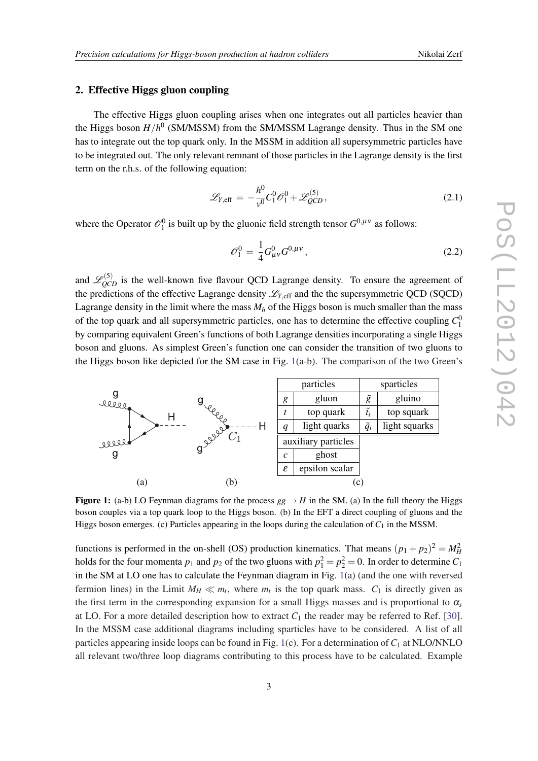## 2. Effective Higgs gluon coupling

The effective Higgs gluon coupling arises when one integrates out all particles heavier than the Higgs boson $H/h^0$ (SM/MSSM) from the SM/MSSM Lagrange density. Thus in the SM one has to integrate out the top quark only. In the MSSM in addition all supersymmetric particles have to be integrated out. The only relevant remnant of those particles in the Lagrange density is the first term on the r.h.s. of the following equation:

$$\mathscr{L}_{Y,\text{eff}} = -\frac{h^0}{v^0} C_1^0 \mathscr{O}_1^0 + \mathscr{L}_{QCD}^{(5)}, \tag{2.1}$$

where the Operator $\mathscr{O}_1^0$ is built up by the gluonic field strength tensor $G^{0,\mu\nu}$ as follows:

$$\mathscr{O}_1^0 = \frac{1}{4} G_{\mu\nu}^0 G^{0,\mu\nu}, \tag{2.2}$$

and $\mathscr{L}_{QCD}^{(5)}$ is the well-known five flavour QCD Lagrange density. To ensure the agreement of the predictions of the effective Lagrange density $\mathscr{L}_{Y,\text{eff}}$ and the the supersymmetric QCD (SQCD) Lagrange density in the limit where the mass $M_h$ of the Higgs boson is much smaller than the mass of the top quark and all supersymmetric particles, one has to determine the effective coupling $C_1^0$ by comparing equivalent Green's functions of both Lagrange densities incorporating a single Higgs boson and gluons. As simplest Green's function one can consider the transition of two gluons to the Higgs boson like depicted for the SM case in Fig. 1(a-b). The comparison of the two Green's

| particles | | sparticles | |
|---|---|---|---|
| $g$ | gluon | $\tilde{g}$ | gluino |
| $t$ | top quark | $\tilde{t}_i$ | top squark |
| $q$ | light quarks | $\tilde{q}_i$ | light squarks |

| auxiliary particles | |
|---|---|
| $c$ | ghost |
| $\varepsilon$ | epsilon scalar |

**Figure 1:** (a-b) LO Feynman diagrams for the process $gg \to H$ in the SM. (a) In the full theory the Higgs boson couples via a top quark loop to the Higgs boson. (b) In the EFT a direct coupling of gluons and the Higgs boson emerges. (c) Particles appearing in the loops during the calculation of $C_1$ in the MSSM.

functions is performed in the on-shell (OS) production kinematics. That means $(p_1 + p_2)^2 = M_H^2$ holds for the four momenta $p_1$ and $p_2$ of the two gluons with $p_1^2 = p_2^2 = 0$. In order to determine $C_1$ in the SM at LO one has to calculate the Feynman diagram in Fig. 1(a) (and the one with reversed fermion lines) in the Limit $M_H \ll m_t$, where $m_t$ is the top quark mass. $C_1$ is directly given as the first term in the corresponding expansion for a small Higgs masses and is proportional to $\alpha_s$ at LO. For a more detailed description how to extract $C_1$ the reader may be referred to Ref. [30]. In the MSSM case additional diagrams including sparticles have to be considered. A list of all particles appearing inside loops can be found in Fig. 1(c). For a determination of $C_1$ at NLO/NNLO all relevant two/three loop diagrams contributing to this process have to be calculated. Example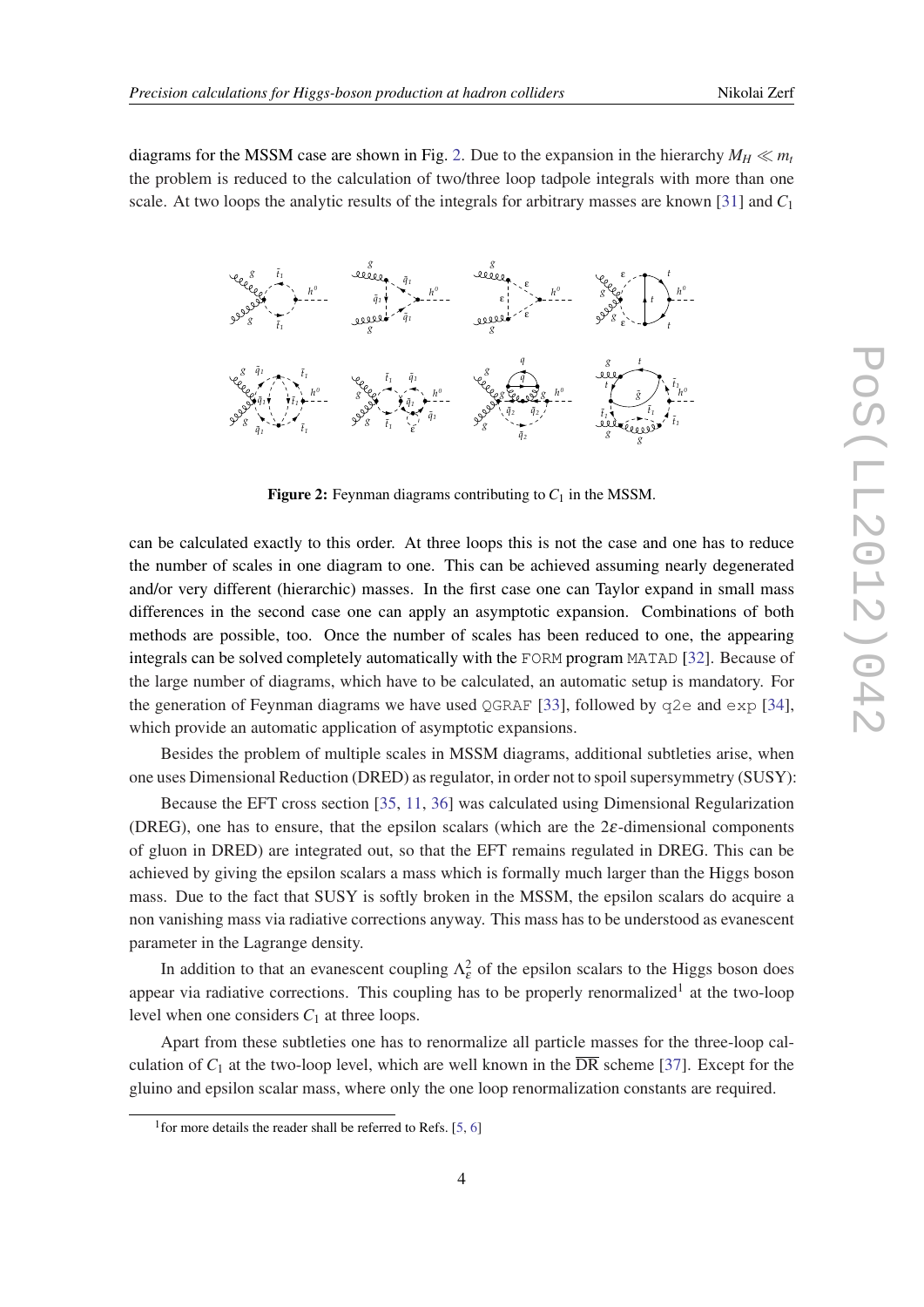diagrams for the MSSM case are shown in Fig. 2. Due to the expansion in the hierarchy $M_H \ll m_t$ the problem is reduced to the calculation of two/three loop tadpole integrals with more than one scale. At two loops the analytic results of the integrals for arbitrary masses are known [31] and $C_1$

**Figure 2:** Feynman diagrams contributing to $C_1$ in the MSSM.

can be calculated exactly to this order. At three loops this is not the case and one has to reduce the number of scales in one diagram to one. This can be achieved assuming nearly degenerated and/or very different (hierarchic) masses. In the first case one can Taylor expand in small mass differences in the second case one can apply an asymptotic expansion. Combinations of both methods are possible, too. Once the number of scales has been reduced to one, the appearing integrals can be solved completely automatically with the `FORM` program `MATAD` [32]. Because of the large number of diagrams, which have to be calculated, an automatic setup is mandatory. For the generation of Feynman diagrams we have used `QGRAF` [33], followed by `q2e` and `exp` [34], which provide an automatic application of asymptotic expansions.

Besides the problem of multiple scales in MSSM diagrams, additional subtleties arise, when one uses Dimensional Reduction (DRED) as regulator, in order not to spoil supersymmetry (SUSY):

Because the EFT cross section [35, 11, 36] was calculated using Dimensional Regularization (DREG), one has to ensure, that the epsilon scalars (which are the $2\varepsilon$-dimensional components of gluon in DRED) are integrated out, so that the EFT remains regulated in DREG. This can be achieved by giving the epsilon scalars a mass which is formally much larger than the Higgs boson mass. Due to the fact that SUSY is softly broken in the MSSM, the epsilon scalars do acquire a non vanishing mass via radiative corrections anyway. This mass has to be understood as evanescent parameter in the Lagrange density.

In addition to that an evanescent coupling $\Lambda_\varepsilon^2$ of the epsilon scalars to the Higgs boson does appear via radiative corrections. This coupling has to be properly renormalized[1] at the two-loop level when one considers $C_1$ at three loops.

Apart from these subtleties one has to renormalize all particle masses for the three-loop calculation of $C_1$ at the two-loop level, which are well known in the $\overline{\text{DR}}$ scheme [37]. Except for the gluino and epsilon scalar mass, where only the one loop renormalization constants are required.

[1] for more details the reader shall be referred to Refs. [5, 6]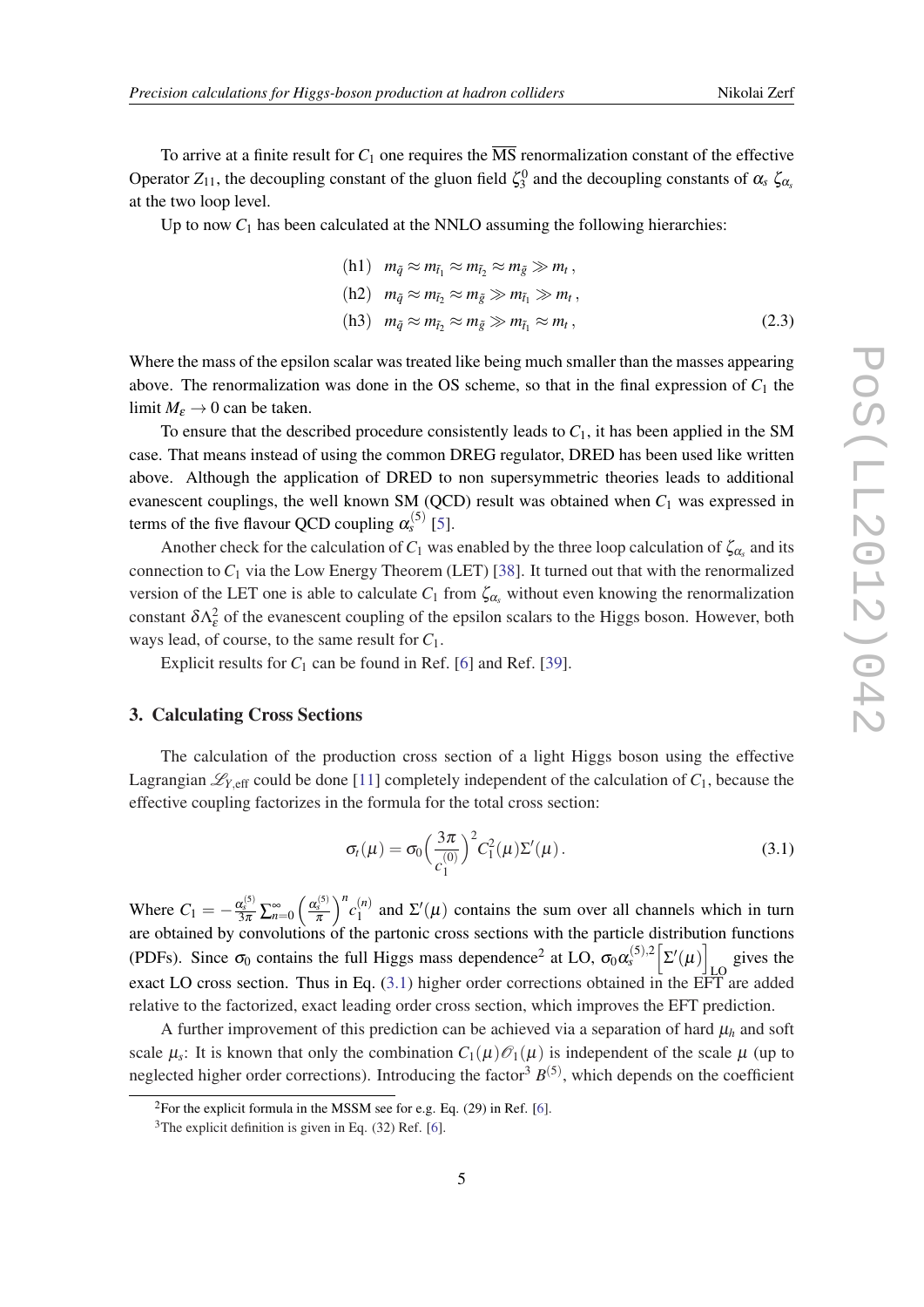To arrive at a finite result for $C_1$ one requires the $\overline{\text{MS}}$ renormalization constant of the effective Operator $Z_{11}$, the decoupling constant of the gluon field $\zeta_3^0$ and the decoupling constants of $\alpha_s$ $\zeta_{\alpha_s}$ at the two loop level.

Up to now $C_1$ has been calculated at the NNLO assuming the following hierarchies:

$$
\begin{aligned}
&(\text{h1}) \quad m_{\tilde{q}} \approx m_{\tilde{t}_1} \approx m_{\tilde{t}_2} \approx m_{\tilde{g}} \gg m_t\,, \\
&(\text{h2}) \quad m_{\tilde{q}} \approx m_{\tilde{t}_2} \approx m_{\tilde{g}} \gg m_{\tilde{t}_1} \gg m_t\,, \\
&(\text{h3}) \quad m_{\tilde{q}} \approx m_{\tilde{t}_2} \approx m_{\tilde{g}} \gg m_{\tilde{t}_1} \approx m_t\,,
\end{aligned}
\tag{2.3}
$$

Where the mass of the epsilon scalar was treated like being much smaller than the masses appearing above. The renormalization was done in the OS scheme, so that in the final expression of $C_1$ the limit $M_\varepsilon \to 0$ can be taken.

To ensure that the described procedure consistently leads to $C_1$, it has been applied in the SM case. That means instead of using the common DREG regulator, DRED has been used like written above. Although the application of DRED to non supersymmetric theories leads to additional evanescent couplings, the well known SM (QCD) result was obtained when $C_1$ was expressed in terms of the five flavour QCD coupling $\alpha_s^{(5)}$ [5].

Another check for the calculation of $C_1$ was enabled by the three loop calculation of $\zeta_{\alpha_s}$ and its connection to $C_1$ via the Low Energy Theorem (LET) [38]. It turned out that with the renormalized version of the LET one is able to calculate $C_1$ from $\zeta_{\alpha_s}$ without even knowing the renormalization constant $\delta\Lambda_\varepsilon^2$ of the evanescent coupling of the epsilon scalars to the Higgs boson. However, both ways lead, of course, to the same result for $C_1$.

Explicit results for $C_1$ can be found in Ref. [6] and Ref. [39].

## 3. Calculating Cross Sections

The calculation of the production cross section of a light Higgs boson using the effective Lagrangian $\mathscr{L}_{Y,\text{eff}}$ could be done [11] completely independent of the calculation of $C_1$, because the effective coupling factorizes in the formula for the total cross section:

$$
\sigma_t(\mu) = \sigma_0 \left( \frac{3\pi}{c_1^{(0)}} \right)^2 C_1^2(\mu) \Sigma'(\mu)\,. \tag{3.1}
$$

Where $C_1 = -\frac{\alpha_s^{(5)}}{3\pi} \sum_{n=0}^{\infty} \left( \frac{\alpha_s^{(5)}}{\pi} \right)^n c_1^{(n)}$ and $\Sigma'(\mu)$ contains the sum over all channels which in turn are obtained by convolutions of the partonic cross sections with the particle distribution functions (PDFs). Since $\sigma_0$ contains the full Higgs mass dependence[2] at LO, $\sigma_0 \alpha_s^{(5),2} \Big[\Sigma'(\mu)\Big]_{\text{LO}}$ gives the exact LO cross section. Thus in Eq. (3.1) higher order corrections obtained in the EFT are added relative to the factorized, exact leading order cross section, which improves the EFT prediction.

A further improvement of this prediction can be achieved via a separation of hard $\mu_h$ and soft scale $\mu_s$: It is known that only the combination $C_1(\mu)\mathscr{O}_1(\mu)$ is independent of the scale $\mu$ (up to neglected higher order corrections). Introducing the factor[3] $B^{(5)}$, which depends on the coefficient

---

[2] For the explicit formula in the MSSM see for e.g. Eq. (29) in Ref. [6].

[3] The explicit definition is given in Eq. (32) Ref. [6].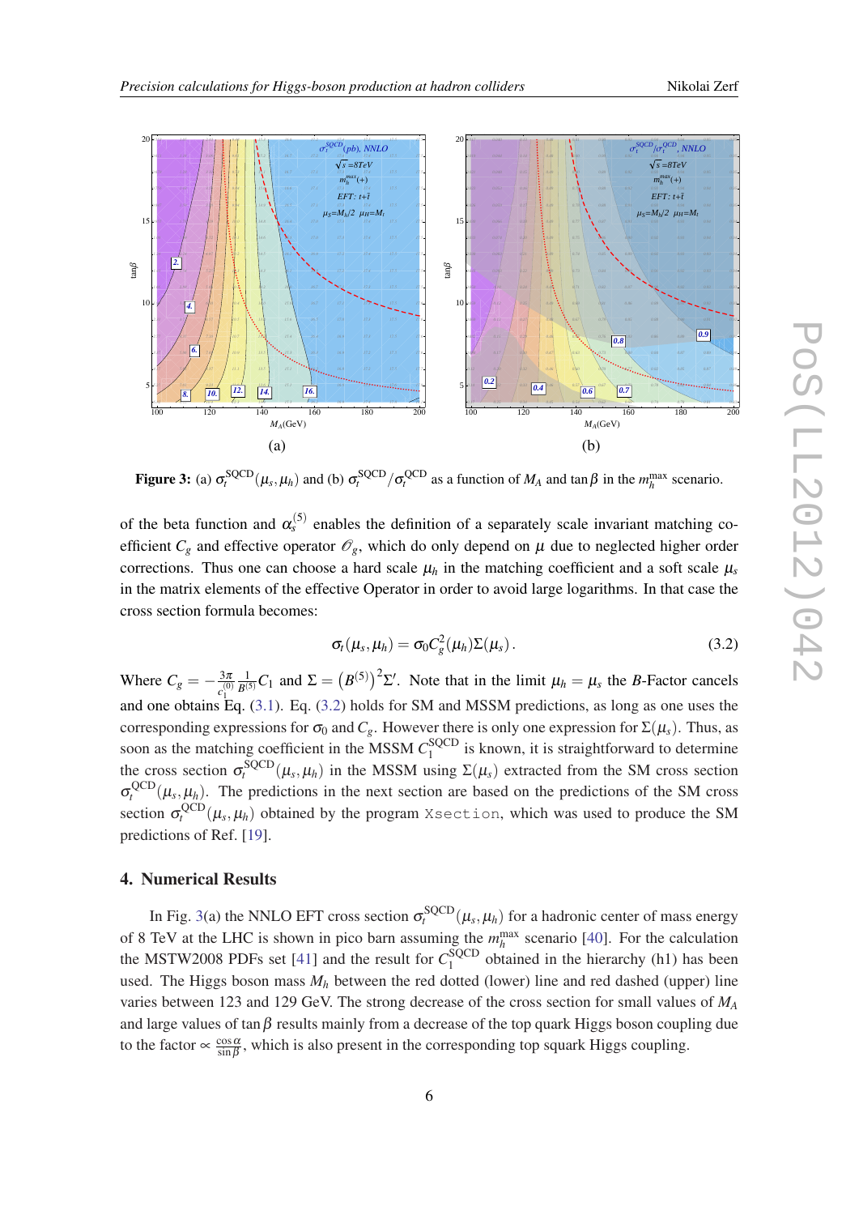Figure 3: (a) $\sigma_t^{\rm SQCD}(\mu_s,\mu_h)$ and (b) $\sigma_t^{\rm SQCD}/\sigma_t^{\rm QCD}$ as a function of $M_A$ and $\tan\beta$ in the $m_h^{\rm max}$ scenario.

of the beta function and $\alpha_s^{(5)}$ enables the definition of a separately scale invariant matching coefficient $C_g$ and effective operator $\mathcal{O}_g$, which do only depend on $\mu$ due to neglected higher order corrections. Thus one can choose a hard scale $\mu_h$ in the matching coefficient and a soft scale $\mu_s$ in the matrix elements of the effective Operator in order to avoid large logarithms. In that case the cross section formula becomes:

$$\sigma_t(\mu_s,\mu_h) = \sigma_0 C_g^2(\mu_h)\Sigma(\mu_s)\,. \tag{3.2}$$

Where $C_g = -\frac{3\pi}{c_1^{(0)}}\frac{1}{B^{(5)}}C_1$ and $\Sigma = \left(B^{(5)}\right)^2\Sigma'$. Note that in the limit $\mu_h = \mu_s$ the $B$-Factor cancels and one obtains Eq. (3.1). Eq. (3.2) holds for SM and MSSM predictions, as long as one uses the corresponding expressions for $\sigma_0$ and $C_g$. However there is only one expression for $\Sigma(\mu_s)$. Thus, as soon as the matching coefficient in the MSSM $C_1^{\rm SQCD}$ is known, it is straightforward to determine the cross section $\sigma_t^{\rm SQCD}(\mu_s,\mu_h)$ in the MSSM using $\Sigma(\mu_s)$ extracted from the SM cross section $\sigma_t^{\rm QCD}(\mu_s,\mu_h)$. The predictions in the next section are based on the predictions of the SM cross section $\sigma_t^{\rm QCD}(\mu_s,\mu_h)$ obtained by the program `Xsection`, which was used to produce the SM predictions of Ref. [19].

## 4. Numerical Results

In Fig. 3(a) the NNLO EFT cross section $\sigma_t^{\rm SQCD}(\mu_s,\mu_h)$ for a hadronic center of mass energy of 8 TeV at the LHC is shown in pico barn assuming the $m_h^{\rm max}$ scenario [40]. For the calculation the MSTW2008 PDFs set [41] and the result for $C_1^{\rm SQCD}$ obtained in the hierarchy (h1) has been used. The Higgs boson mass $M_h$ between the red dotted (lower) line and red dashed (upper) line varies between 123 and 129 GeV. The strong decrease of the cross section for small values of $M_A$ and large values of $\tan\beta$ results mainly from a decrease of the top quark Higgs boson coupling due to the factor $\propto \frac{\cos\alpha}{\sin\beta}$, which is also present in the corresponding top squark Higgs coupling.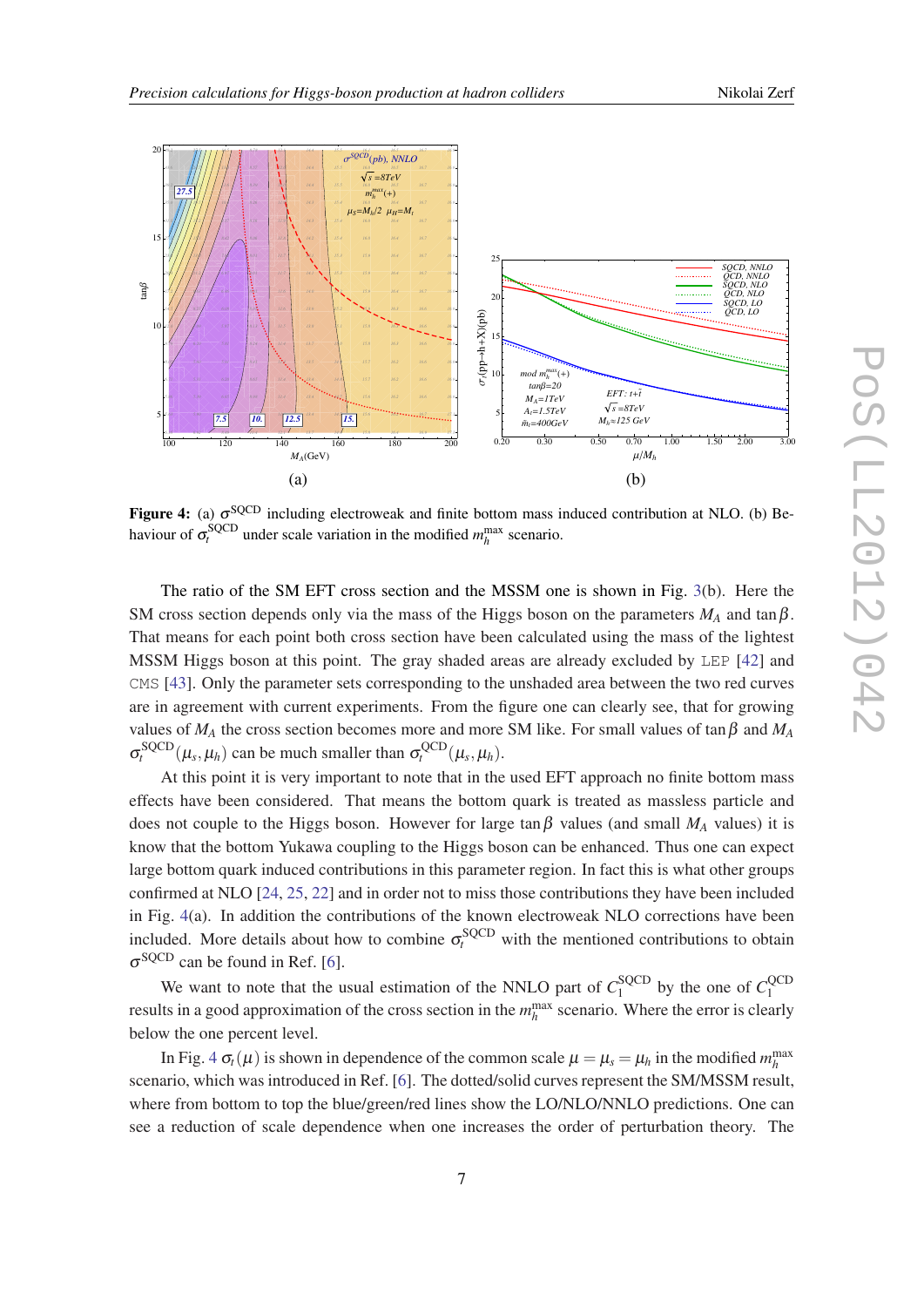(a)

(b)

**Figure 4:** (a) $\sigma^{\text{SQCD}}$ including electroweak and finite bottom mass induced contribution at NLO. (b) Behaviour of $\sigma_t^{\text{SQCD}}$ under scale variation in the modified $m_h^{\text{max}}$ scenario.

The ratio of the SM EFT cross section and the MSSM one is shown in Fig. 3(b). Here the SM cross section depends only via the mass of the Higgs boson on the parameters $M_A$ and $\tan\beta$. That means for each point both cross section have been calculated using the mass of the lightest MSSM Higgs boson at this point. The gray shaded areas are already excluded by LEP [42] and CMS [43]. Only the parameter sets corresponding to the unshaded area between the two red curves are in agreement with current experiments. From the figure one can clearly see, that for growing values of $M_A$ the cross section becomes more and more SM like. For small values of $\tan\beta$ and $M_A$ $\sigma_t^{\text{SQCD}}(\mu_s,\mu_h)$ can be much smaller than $\sigma_t^{\text{QCD}}(\mu_s,\mu_h)$.

At this point it is very important to note that in the used EFT approach no finite bottom mass effects have been considered. That means the bottom quark is treated as massless particle and does not couple to the Higgs boson. However for large $\tan\beta$ values (and small $M_A$ values) it is know that the bottom Yukawa coupling to the Higgs boson can be enhanced. Thus one can expect large bottom quark induced contributions in this parameter region. In fact this is what other groups confirmed at NLO [24, 25, 22] and in order not to miss those contributions they have been included in Fig. 4(a). In addition the contributions of the known electroweak NLO corrections have been included. More details about how to combine $\sigma_t^{\text{SQCD}}$ with the mentioned contributions to obtain $\sigma^{\text{SQCD}}$ can be found in Ref. [6].

We want to note that the usual estimation of the NNLO part of $C_1^{\text{SQCD}}$ by the one of $C_1^{\text{QCD}}$ results in a good approximation of the cross section in the $m_h^{\text{max}}$ scenario. Where the error is clearly below the one percent level.

In Fig. 4 $\sigma_t(\mu)$ is shown in dependence of the common scale $\mu = \mu_s = \mu_h$ in the modified $m_h^{\text{max}}$ scenario, which was introduced in Ref. [6]. The dotted/solid curves represent the SM/MSSM result, where from bottom to top the blue/green/red lines show the LO/NLO/NNLO predictions. One can see a reduction of scale dependence when one increases the order of perturbation theory. The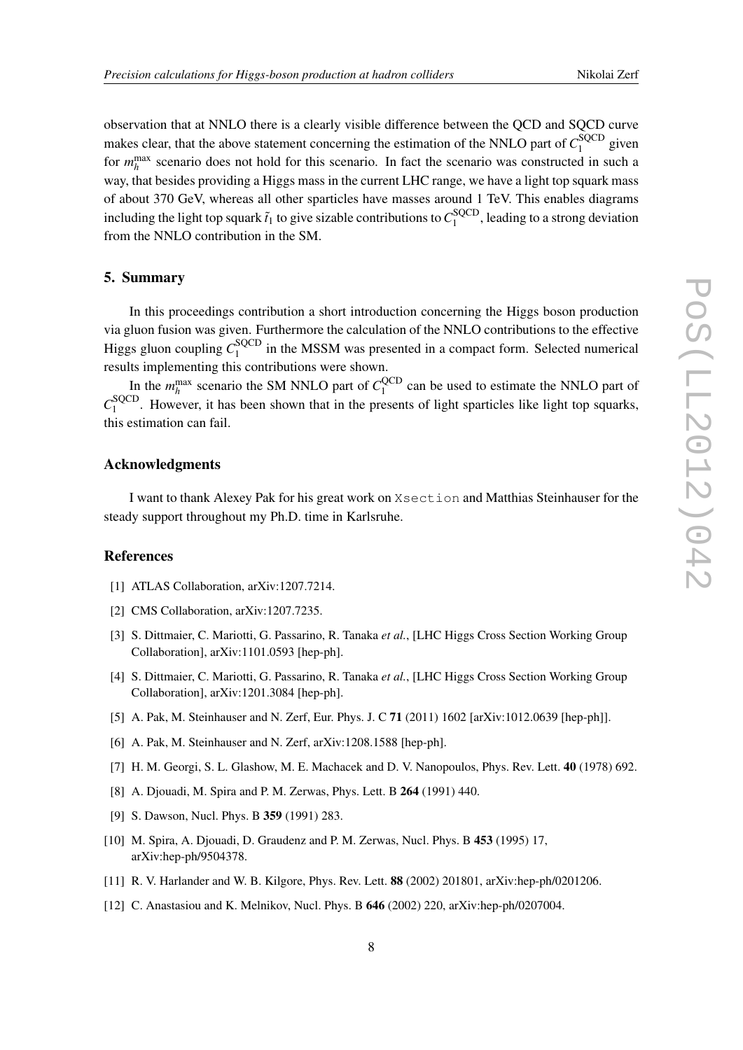observation that at NNLO there is a clearly visible difference between the QCD and SQCD curve makes clear, that the above statement concerning the estimation of the NNLO part of $C_1^{\rm SQCD}$ given for $m_h^{\rm max}$ scenario does not hold for this scenario. In fact the scenario was constructed in such a way, that besides providing a Higgs mass in the current LHC range, we have a light top squark mass of about 370 GeV, whereas all other sparticles have masses around 1 TeV. This enables diagrams including the light top squark $\tilde{t}_1$ to give sizable contributions to $C_1^{\rm SQCD}$, leading to a strong deviation from the NNLO contribution in the SM.

## 5. Summary

In this proceedings contribution a short introduction concerning the Higgs boson production via gluon fusion was given. Furthermore the calculation of the NNLO contributions to the effective Higgs gluon coupling $C_1^{\rm SQCD}$ in the MSSM was presented in a compact form. Selected numerical results implementing this contributions were shown.

In the $m_h^{\rm max}$ scenario the SM NNLO part of $C_1^{\rm QCD}$ can be used to estimate the NNLO part of $C_1^{\rm SQCD}$. However, it has been shown that in the presents of light sparticles like light top squarks, this estimation can fail.

## Acknowledgments

I want to thank Alexey Pak for his great work on `Xsection` and Matthias Steinhauser for the steady support throughout my Ph.D. time in Karlsruhe.

## References

[1] ATLAS Collaboration, arXiv:1207.7214.

[2] CMS Collaboration, arXiv:1207.7235.

[3] S. Dittmaier, C. Mariotti, G. Passarino, R. Tanaka *et al.*, [LHC Higgs Cross Section Working Group Collaboration], arXiv:1101.0593 [hep-ph].

[4] S. Dittmaier, C. Mariotti, G. Passarino, R. Tanaka *et al.*, [LHC Higgs Cross Section Working Group Collaboration], arXiv:1201.3084 [hep-ph].

[5] A. Pak, M. Steinhauser and N. Zerf, Eur. Phys. J. C **71** (2011) 1602 [arXiv:1012.0639 [hep-ph]].

[6] A. Pak, M. Steinhauser and N. Zerf, arXiv:1208.1588 [hep-ph].

[7] H. M. Georgi, S. L. Glashow, M. E. Machacek and D. V. Nanopoulos, Phys. Rev. Lett. **40** (1978) 692.

[8] A. Djouadi, M. Spira and P. M. Zerwas, Phys. Lett. B **264** (1991) 440.

[9] S. Dawson, Nucl. Phys. B **359** (1991) 283.

[10] M. Spira, A. Djouadi, D. Graudenz and P. M. Zerwas, Nucl. Phys. B **453** (1995) 17, arXiv:hep-ph/9504378.

[11] R. V. Harlander and W. B. Kilgore, Phys. Rev. Lett. **88** (2002) 201801, arXiv:hep-ph/0201206.

[12] C. Anastasiou and K. Melnikov, Nucl. Phys. B **646** (2002) 220, arXiv:hep-ph/0207004.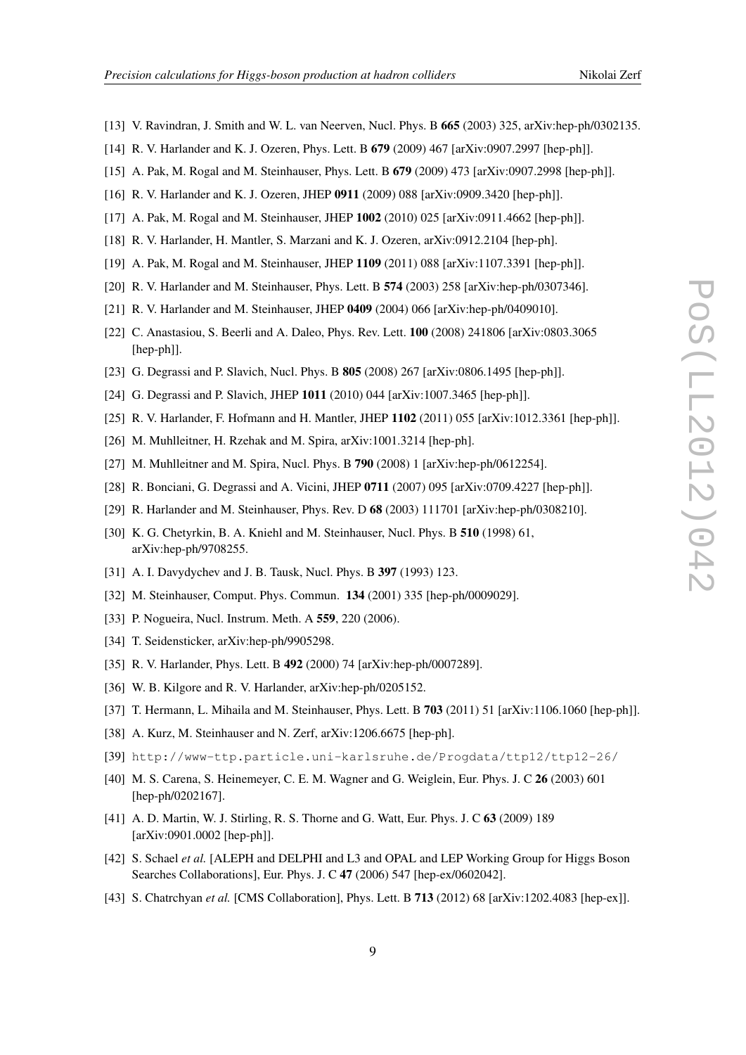[13] V. Ravindran, J. Smith and W. L. van Neerven, Nucl. Phys. B **665** (2003) 325, arXiv:hep-ph/0302135.

[14] R. V. Harlander and K. J. Ozeren, Phys. Lett. B **679** (2009) 467 [arXiv:0907.2997 [hep-ph]].

[15] A. Pak, M. Rogal and M. Steinhauser, Phys. Lett. B **679** (2009) 473 [arXiv:0907.2998 [hep-ph]].

[16] R. V. Harlander and K. J. Ozeren, JHEP **0911** (2009) 088 [arXiv:0909.3420 [hep-ph]].

[17] A. Pak, M. Rogal and M. Steinhauser, JHEP **1002** (2010) 025 [arXiv:0911.4662 [hep-ph]].

[18] R. V. Harlander, H. Mantler, S. Marzani and K. J. Ozeren, arXiv:0912.2104 [hep-ph].

[19] A. Pak, M. Rogal and M. Steinhauser, JHEP **1109** (2011) 088 [arXiv:1107.3391 [hep-ph]].

[20] R. V. Harlander and M. Steinhauser, Phys. Lett. B **574** (2003) 258 [arXiv:hep-ph/0307346].

[21] R. V. Harlander and M. Steinhauser, JHEP **0409** (2004) 066 [arXiv:hep-ph/0409010].

[22] C. Anastasiou, S. Beerli and A. Daleo, Phys. Rev. Lett. **100** (2008) 241806 [arXiv:0803.3065 [hep-ph]].

[23] G. Degrassi and P. Slavich, Nucl. Phys. B **805** (2008) 267 [arXiv:0806.1495 [hep-ph]].

[24] G. Degrassi and P. Slavich, JHEP **1011** (2010) 044 [arXiv:1007.3465 [hep-ph]].

[25] R. V. Harlander, F. Hofmann and H. Mantler, JHEP **1102** (2011) 055 [arXiv:1012.3361 [hep-ph]].

[26] M. Muhlleitner, H. Rzehak and M. Spira, arXiv:1001.3214 [hep-ph].

[27] M. Muhlleitner and M. Spira, Nucl. Phys. B **790** (2008) 1 [arXiv:hep-ph/0612254].

[28] R. Bonciani, G. Degrassi and A. Vicini, JHEP **0711** (2007) 095 [arXiv:0709.4227 [hep-ph]].

[29] R. Harlander and M. Steinhauser, Phys. Rev. D **68** (2003) 111701 [arXiv:hep-ph/0308210].

[30] K. G. Chetyrkin, B. A. Kniehl and M. Steinhauser, Nucl. Phys. B **510** (1998) 61, arXiv:hep-ph/9708255.

[31] A. I. Davydychev and J. B. Tausk, Nucl. Phys. B **397** (1993) 123.

[32] M. Steinhauser, Comput. Phys. Commun. **134** (2001) 335 [hep-ph/0009029].

[33] P. Nogueira, Nucl. Instrum. Meth. A **559**, 220 (2006).

[34] T. Seidensticker, arXiv:hep-ph/9905298.

[35] R. V. Harlander, Phys. Lett. B **492** (2000) 74 [arXiv:hep-ph/0007289].

[36] W. B. Kilgore and R. V. Harlander, arXiv:hep-ph/0205152.

[37] T. Hermann, L. Mihaila and M. Steinhauser, Phys. Lett. B **703** (2011) 51 [arXiv:1106.1060 [hep-ph]].

[38] A. Kurz, M. Steinhauser and N. Zerf, arXiv:1206.6675 [hep-ph].

[39] `http://www-ttp.particle.uni-karlsruhe.de/Progdata/ttp12/ttp12-26/`

[40] M. S. Carena, S. Heinemeyer, C. E. M. Wagner and G. Weiglein, Eur. Phys. J. C **26** (2003) 601 [hep-ph/0202167].

[41] A. D. Martin, W. J. Stirling, R. S. Thorne and G. Watt, Eur. Phys. J. C **63** (2009) 189 [arXiv:0901.0002 [hep-ph]].

[42] S. Schael *et al.* [ALEPH and DELPHI and L3 and OPAL and LEP Working Group for Higgs Boson Searches Collaborations], Eur. Phys. J. C **47** (2006) 547 [hep-ex/0602042].

[43] S. Chatrchyan *et al.* [CMS Collaboration], Phys. Lett. B **713** (2012) 68 [arXiv:1202.4083 [hep-ex]].